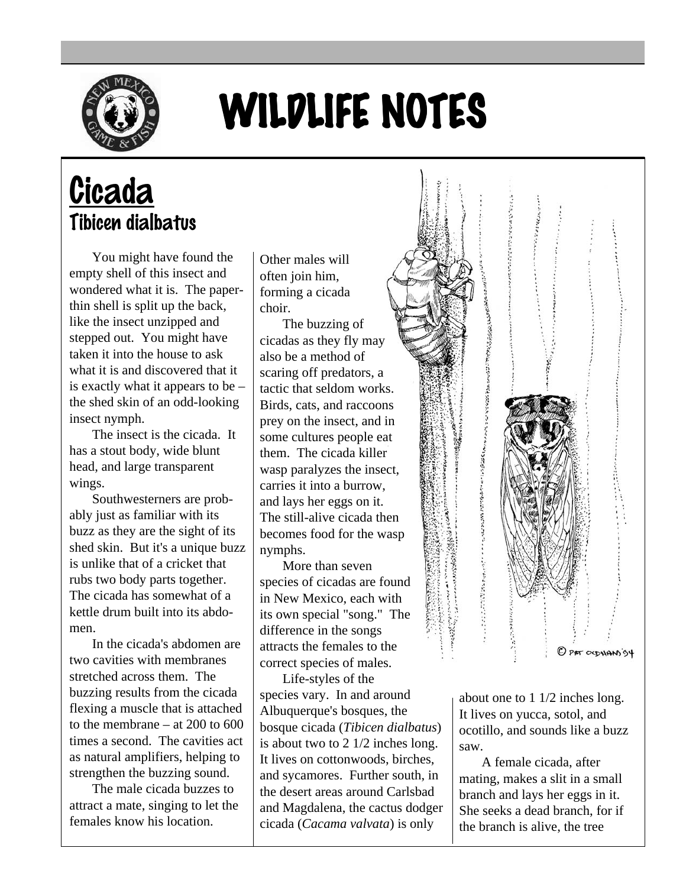# WILDLIFE NOTES

## Cicada

### *Tibicen dialbatus*

You might have found the empty shell of this insect and wondered what it is. The paper-thin shell is split up the back, like the insect unzipped and stepped out. You might have taken it into the house to ask what it is and discovered that it is exactly what it appears to be – the shed skin of an odd-looking insect nymph.

The insect is the cicada. It has a stout body, wide blunt head, and large transparent wings.

Southwesterners are probably just as familiar with its buzz as they are the sight of its shed skin. But it's a unique buzz is unlike that of a cricket that rubs two body parts together. The cicada has somewhat of a kettle drum built into its abdomen.

In the cicada's abdomen are two cavities with membranes stretched across them. The buzzing results from the cicada flexing a muscle that is attached to the membrane – at 200 to 600 times a second. The cavities act as natural amplifiers, helping to strengthen the buzzing sound.

The male cicada buzzes to attract a mate, singing to let the females know his location. Other males will often join him, forming a cicada choir.

The buzzing of cicadas as they fly may also be a method of scaring off predators, a tactic that seldom works. Birds, cats, and raccoons prey on the insect, and in some cultures people eat them. The cicada killer wasp paralyzes the insect, carries it into a burrow, and lays her eggs on it. The still-alive cicada then becomes food for the wasp nymphs.

More than seven species of cicadas are found in New Mexico, each with its own special "song." The difference in the songs attracts the females to the correct species of males.

Life-styles of the species vary. In and around Albuquerque's bosques, the bosque cicada (*Tibicen dialbatus*) is about two to 2 1/2 inches long. It lives on cottonwoods, birches, and sycamores. Further south, in the desert areas around Carlsbad and Magdalena, the cactus dodger cicada (*Cacama valvata*) is only about one to 1 1/2 inches long. It lives on yucca, sotol, and ocotillo, and sounds like a buzz saw.

A female cicada, after mating, makes a slit in a small branch and lays her eggs in it. She seeks a dead branch, for if the branch is alive, the tree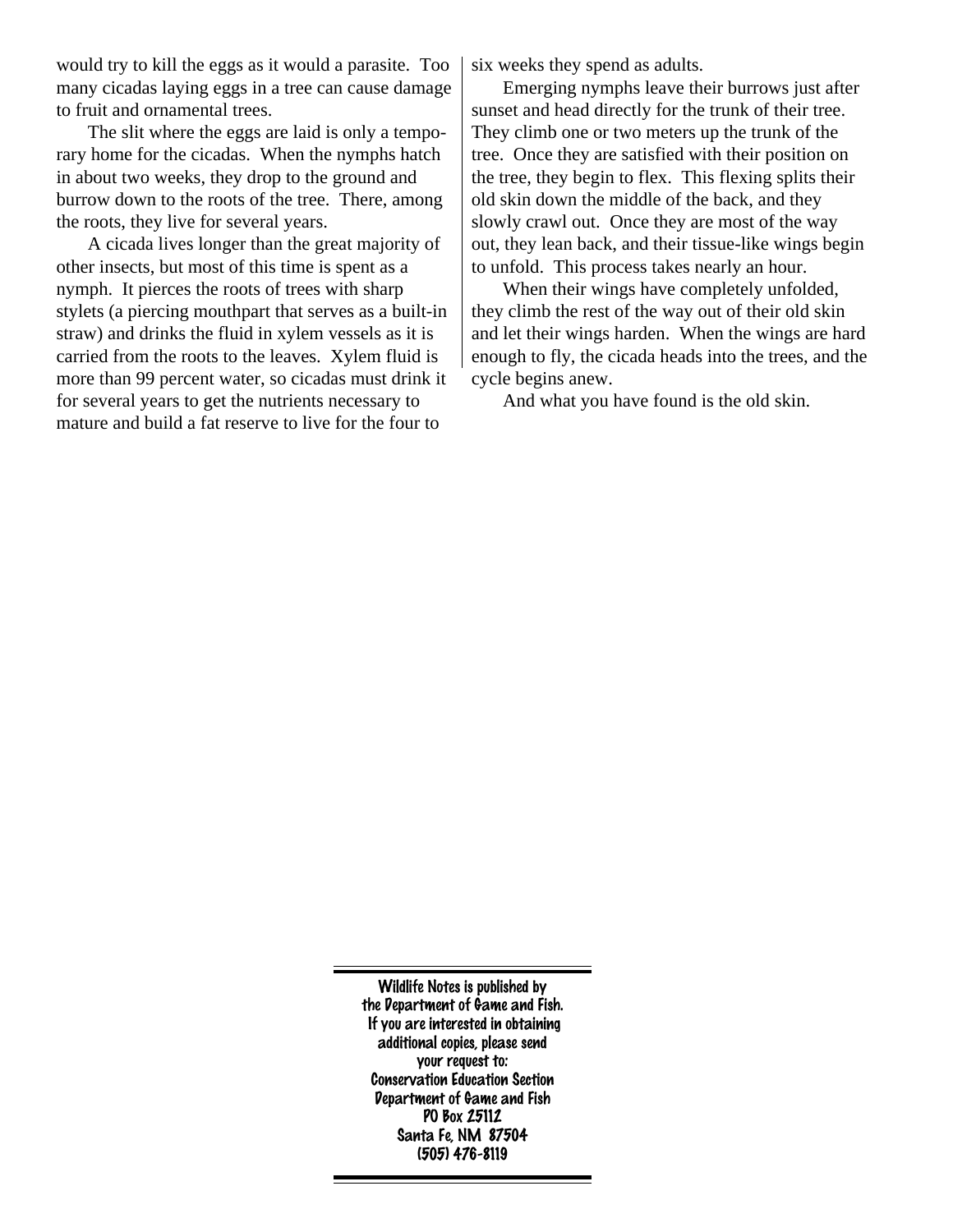would try to kill the eggs as it would a parasite. Too many cicadas laying eggs in a tree can cause damage to fruit and ornamental trees.

The slit where the eggs are laid is only a temporary home for the cicadas. When the nymphs hatch in about two weeks, they drop to the ground and burrow down to the roots of the tree. There, among the roots, they live for several years.

A cicada lives longer than the great majority of other insects, but most of this time is spent as a nymph. It pierces the roots of trees with sharp stylets (a piercing mouthpart that serves as a built-in straw) and drinks the fluid in xylem vessels as it is carried from the roots to the leaves. Xylem fluid is more than 99 percent water, so cicadas must drink it for several years to get the nutrients necessary to mature and build a fat reserve to live for the four to six weeks they spend as adults.

Emerging nymphs leave their burrows just after sunset and head directly for the trunk of their tree. They climb one or two meters up the trunk of the tree. Once they are satisfied with their position on the tree, they begin to flex. This flexing splits their old skin down the middle of the back, and they slowly crawl out. Once they are most of the way out, they lean back, and their tissue-like wings begin to unfold. This process takes nearly an hour.

When their wings have completely unfolded, they climb the rest of the way out of their old skin and let their wings harden. When the wings are hard enough to fly, the cicada heads into the trees, and the cycle begins anew.

And what you have found is the old skin.

---

Wildlife Notes is published by
the Department of Game and Fish.
If you are interested in obtaining
additional copies, please send
your request to:
Conservation Education Section
Department of Game and Fish
PO Box 25112
Santa Fe, NM 87504
(505) 476-8119

---